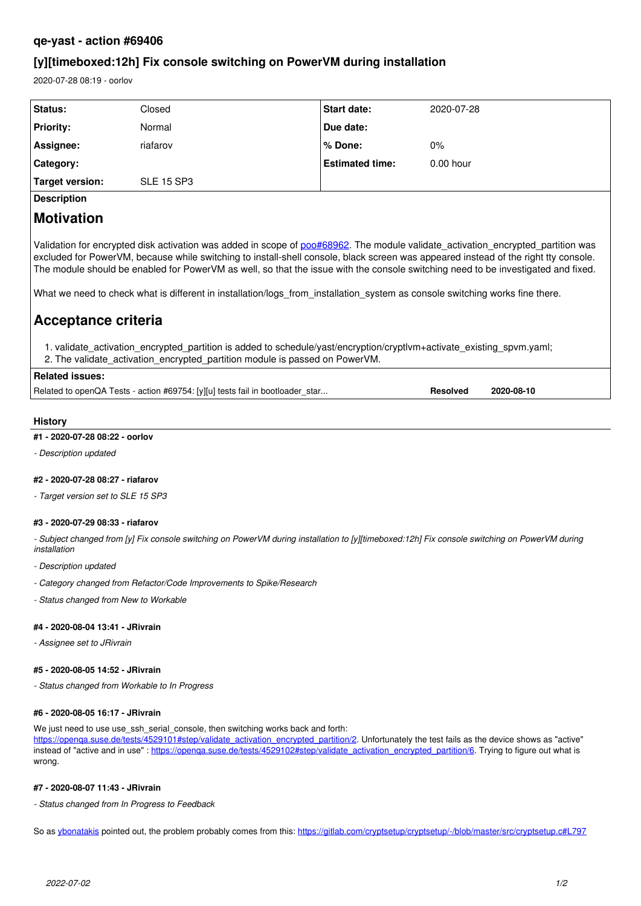# qe-yast - action #69406

## [y][timeboxed:12h] Fix console switching on PowerVM during installation

2020-07-28 08:19 - oorlov

| Status: | Closed | Start date: | 2020-07-28 |
|---|---|---|---|
| Priority: | Normal | Due date: | |
| Assignee: | riafarov | % Done: | 0% |
| Category: | | Estimated time: | 0.00 hour |
| Target version: | SLE 15 SP3 | | |

**Description**

# Motivation

Validation for encrypted disk activation was added in scope of poo#68962. The module validate_activation_encrypted_partition was excluded for PowerVM, because while switching to install-shell console, black screen was appeared instead of the right tty console. The module should be enabled for PowerVM as well, so that the issue with the console switching need to be investigated and fixed.

What we need to check what is different in installation/logs_from_installation_system as console switching works fine there.

# Acceptance criteria

1. validate_activation_encrypted_partition is added to schedule/yast/encryption/cryptlvm+activate_existing_spvm.yaml;
2. The validate_activation_encrypted_partition module is passed on PowerVM.

**Related issues:**

| Related to openQA Tests - action #69754: [y][u] tests fail in bootloader_star... | Resolved | 2020-08-10 |
|---|---|---|

### History

#### #1 - 2020-07-28 08:22 - oorlov

*- Description updated*

#### #2 - 2020-07-28 08:27 - riafarov

*- Target version set to SLE 15 SP3*

#### #3 - 2020-07-29 08:33 - riafarov

*- Subject changed from [y] Fix console switching on PowerVM during installation to [y][timeboxed:12h] Fix console switching on PowerVM during installation*

*- Description updated*

*- Category changed from Refactor/Code Improvements to Spike/Research*

*- Status changed from New to Workable*

#### #4 - 2020-08-04 13:41 - JRivrain

*- Assignee set to JRivrain*

#### #5 - 2020-08-05 14:52 - JRivrain

*- Status changed from Workable to In Progress*

#### #6 - 2020-08-05 16:17 - JRivrain

We just need to use use_ssh_serial_console, then switching works back and forth: https://openqa.suse.de/tests/4529101#step/validate_activation_encrypted_partition/2. Unfortunately the test fails as the device shows as "active" instead of "active and in use" : https://openqa.suse.de/tests/4529102#step/validate_activation_encrypted_partition/6. Trying to figure out what is wrong.

#### #7 - 2020-08-07 11:43 - JRivrain

*- Status changed from In Progress to Feedback*

So as ybonatakis pointed out, the problem probably comes from this: https://gitlab.com/cryptsetup/cryptsetup/-/blob/master/src/cryptsetup.c#L797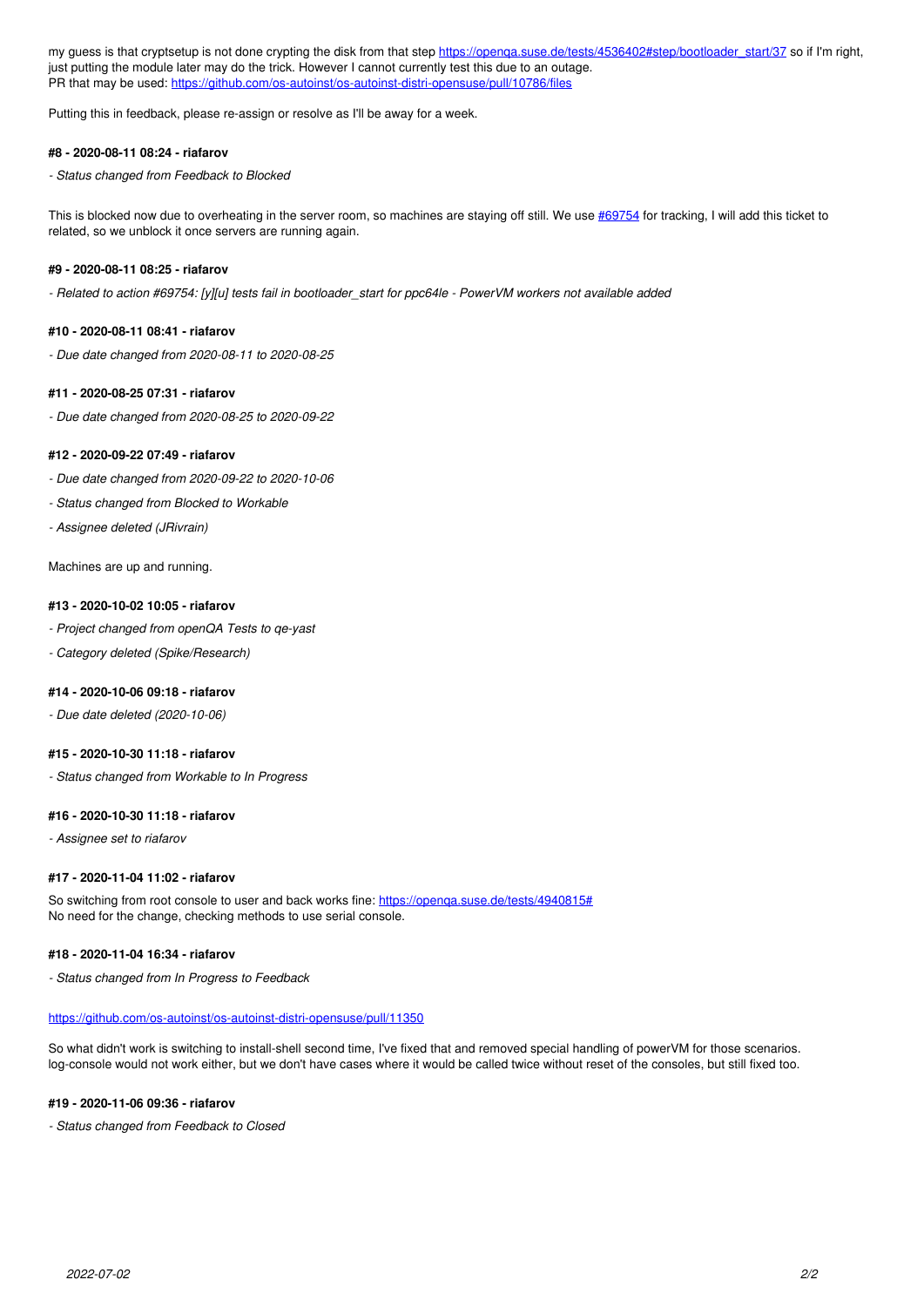my guess is that cryptsetup is not done crypting the disk from that step https://openqa.suse.de/tests/4536402#step/bootloader_start/37 so if I'm right, just putting the module later may do the trick. However I cannot currently test this due to an outage.
PR that may be used: https://github.com/os-autoinst/os-autoinst-distri-opensuse/pull/10786/files

Putting this in feedback, please re-assign or resolve as I'll be away for a week.

#### #8 - 2020-08-11 08:24 - riafarov

*- Status changed from Feedback to Blocked*

This is blocked now due to overheating in the server room, so machines are staying off still. We use #69754 for tracking, I will add this ticket to related, so we unblock it once servers are running again.

#### #9 - 2020-08-11 08:25 - riafarov

*- Related to action #69754: [y][u] tests fail in bootloader_start for ppc64le - PowerVM workers not available added*

#### #10 - 2020-08-11 08:41 - riafarov

*- Due date changed from 2020-08-11 to 2020-08-25*

#### #11 - 2020-08-25 07:31 - riafarov

*- Due date changed from 2020-08-25 to 2020-09-22*

#### #12 - 2020-09-22 07:49 - riafarov

*- Due date changed from 2020-09-22 to 2020-10-06*

*- Status changed from Blocked to Workable*

*- Assignee deleted (JRivrain)*

Machines are up and running.

#### #13 - 2020-10-02 10:05 - riafarov

*- Project changed from openQA Tests to qe-yast*

*- Category deleted (Spike/Research)*

#### #14 - 2020-10-06 09:18 - riafarov

*- Due date deleted (2020-10-06)*

#### #15 - 2020-10-30 11:18 - riafarov

*- Status changed from Workable to In Progress*

#### #16 - 2020-10-30 11:18 - riafarov

*- Assignee set to riafarov*

#### #17 - 2020-11-04 11:02 - riafarov

So switching from root console to user and back works fine: https://openqa.suse.de/tests/4940815#
No need for the change, checking methods to use serial console.

#### #18 - 2020-11-04 16:34 - riafarov

*- Status changed from In Progress to Feedback*

https://github.com/os-autoinst/os-autoinst-distri-opensuse/pull/11350

So what didn't work is switching to install-shell second time, I've fixed that and removed special handling of powerVM for those scenarios.
log-console would not work either, but we don't have cases where it would be called twice without reset of the consoles, but still fixed too.

#### #19 - 2020-11-06 09:36 - riafarov

*- Status changed from Feedback to Closed*